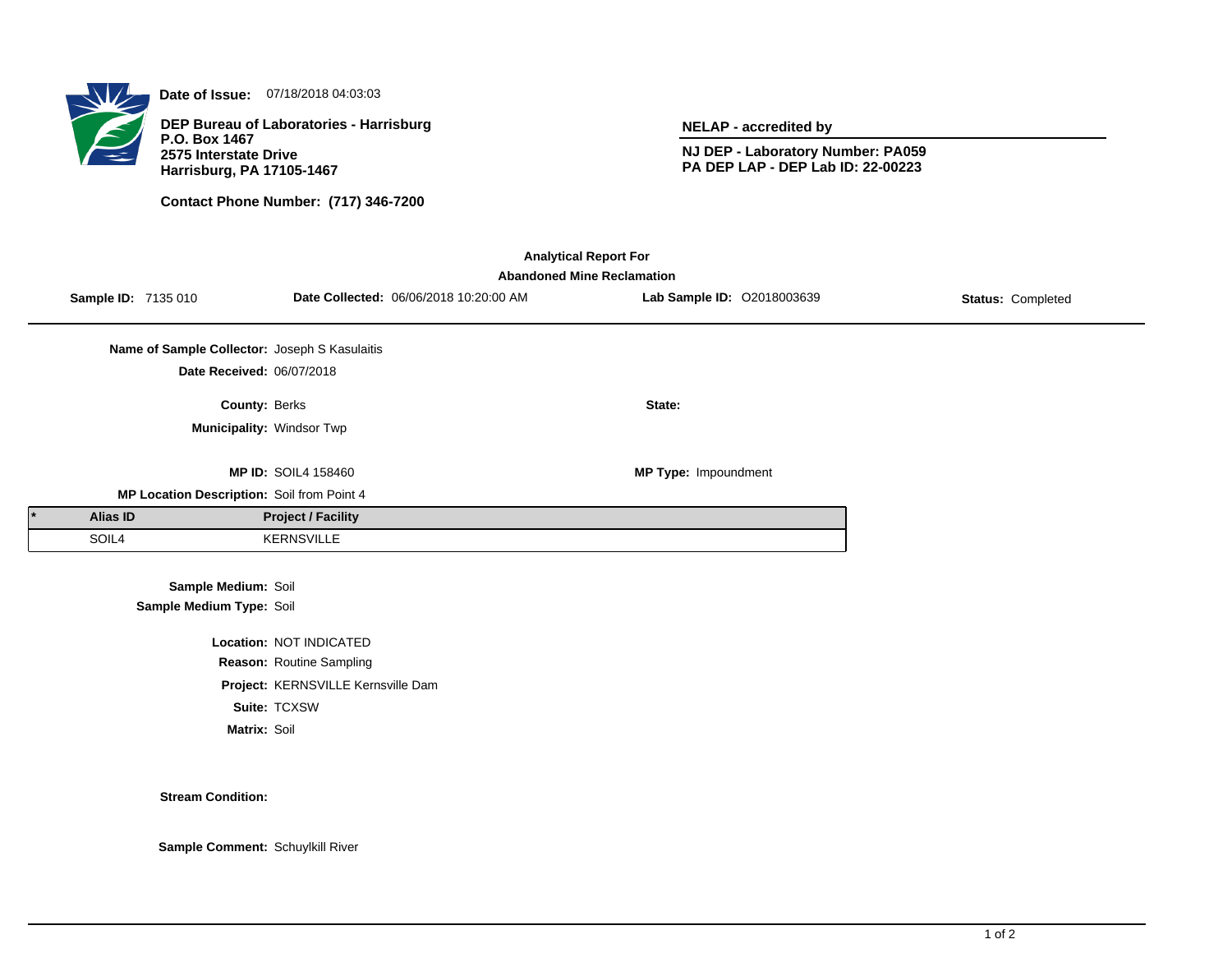**Date of Issue:** 07/18/2018 04:03:03

**DEP Bureau of Laboratories - Harrisburg**
**P.O. Box 1467**
**2575 Interstate Drive**
**Harrisburg, PA 17105-1467**

**Contact Phone Number: (717) 346-7200**

**NELAP - accredited by**

**NJ DEP - Laboratory Number: PA059**
**PA DEP LAP - DEP Lab ID: 22-00223**

## Analytical Report For
## Abandoned Mine Reclamation

**Sample ID:** 7135 010 **Date Collected:** 06/06/2018 10:20:00 AM **Lab Sample ID:** O2018003639 **Status:** Completed

**Name of Sample Collector:** Joseph S Kasulaitis

**Date Received:** 06/07/2018

**County:** Berks **State:**

**Municipality:** Windsor Twp

**MP ID:** SOIL4 158460 **MP Type:** Impoundment

**MP Location Description:** Soil from Point 4

| * | Alias ID | Project / Facility |
|---|---|---|
| | SOIL4 | KERNSVILLE |

**Sample Medium:** Soil
**Sample Medium Type:** Soil

**Location:** NOT INDICATED
**Reason:** Routine Sampling
**Project:** KERNSVILLE Kernsville Dam
**Suite:** TCXSW
**Matrix:** Soil

**Stream Condition:**

**Sample Comment:** Schuylkill River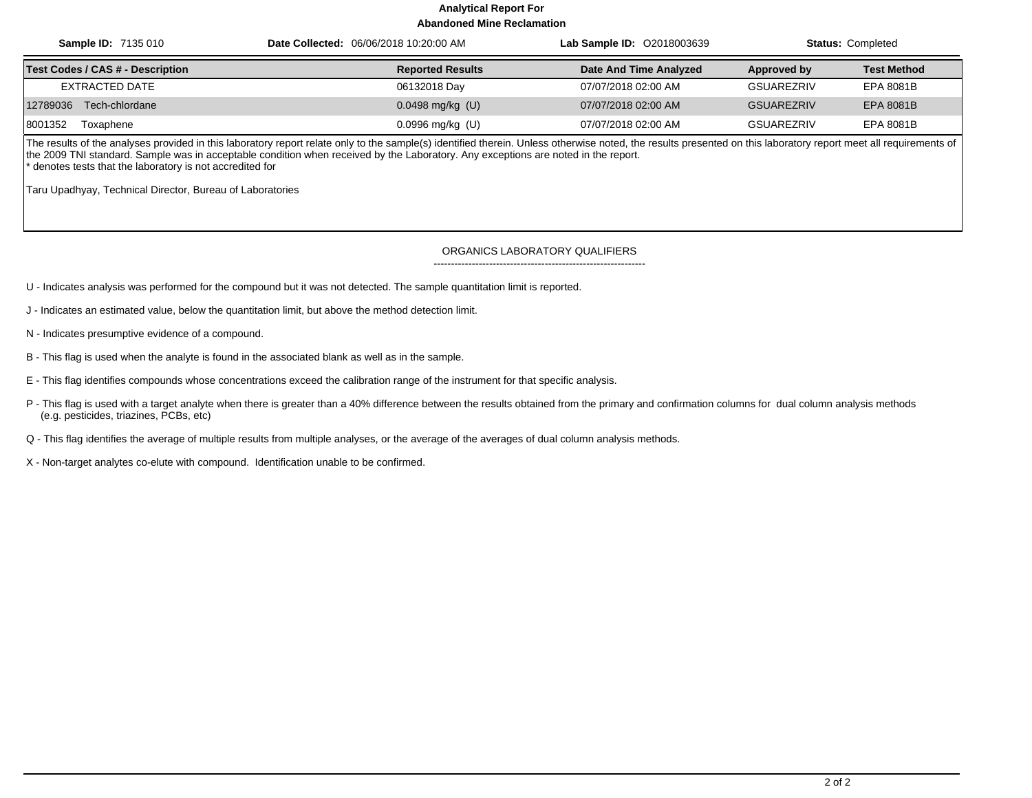**Analytical Report For**
**Abandoned Mine Reclamation**

| | | | |
|---|---|---|---|
| **Sample ID:** 7135 010 | **Date Collected:** 06/06/2018 10:20:00 AM | **Lab Sample ID:** O2018003639 | **Status:** Completed |

| Test Codes / CAS # - Description | Reported Results | Date And Time Analyzed | Approved by | Test Method |
|---|---|---|---|---|
| EXTRACTED DATE | 06132018 Day | 07/07/2018 02:00 AM | GSUAREZRIV | EPA 8081B |
| 12789036 Tech-chlordane | 0.0498 mg/kg (U) | 07/07/2018 02:00 AM | GSUAREZRIV | EPA 8081B |
| 8001352 Toxaphene | 0.0996 mg/kg (U) | 07/07/2018 02:00 AM | GSUAREZRIV | EPA 8081B |

The results of the analyses provided in this laboratory report relate only to the sample(s) identified therein. Unless otherwise noted, the results presented on this laboratory report meet all requirements of the 2009 TNI standard. Sample was in acceptable condition when received by the Laboratory. Any exceptions are noted in the report.
* denotes tests that the laboratory is not accredited for

Taru Upadhyay, Technical Director, Bureau of Laboratories

ORGANICS LABORATORY QUALIFIERS

U - Indicates analysis was performed for the compound but it was not detected. The sample quantitation limit is reported.

J - Indicates an estimated value, below the quantitation limit, but above the method detection limit.

N - Indicates presumptive evidence of a compound.

B - This flag is used when the analyte is found in the associated blank as well as in the sample.

E - This flag identifies compounds whose concentrations exceed the calibration range of the instrument for that specific analysis.

P - This flag is used with a target analyte when there is greater than a 40% difference between the results obtained from the primary and confirmation columns for dual column analysis methods (e.g. pesticides, triazines, PCBs, etc)

Q - This flag identifies the average of multiple results from multiple analyses, or the average of the averages of dual column analysis methods.

X - Non-target analytes co-elute with compound. Identification unable to be confirmed.